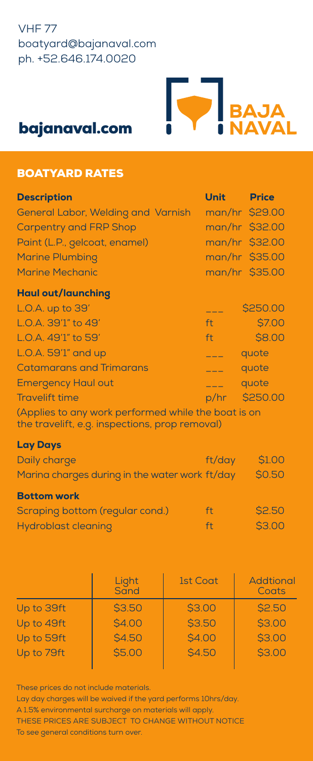VHF 77
boatyard@bajanaval.com
ph. +52.646.174.0020

**bajanaval.com**

BAJA NAVAL

## BOATYARD RATES

| Description | Unit | Price |
| --- | --- | --- |
| General Labor, Welding and Varnish | man/hr | $29.00 |
| Carpentry and FRP Shop | man/hr | $32.00 |
| Paint (L.P., gelcoat, enamel) | man/hr | $32.00 |
| Marine Plumbing | man/hr | $35.00 |
| Marine Mechanic | man/hr | $35.00 |
| **Haul out/launching** | | |
| L.O.A. up to 39' | --- | $250.00 |
| L.O.A. 39'1" to 49' | ft | $7.00 |
| L.O.A. 49'1" to 59' | ft | $8.00 |
| L.O.A. 59'1" and up | --- | quote |
| Catamarans and Trimarans | --- | quote |
| Emergency Haul out | --- | quote |
| Travelift time | p/hr | $250.00 |

(Applies to any work performed while the boat is on the travelift, e.g. inspections, prop removal)

| **Lay Days** | | |
| --- | --- | --- |
| Daily charge | ft/day | $1.00 |
| Marina charges during in the water work | ft/day | $0.50 |
| **Bottom work** | | |
| Scraping bottom (regular cond.) | ft | $2.50 |
| Hydroblast cleaning | ft | $3.00 |

| | Light Sand | 1st Coat | Addtional Coats |
| --- | --- | --- | --- |
| Up to 39ft | $3.50 | $3.00 | $2.50 |
| Up to 49ft | $4.00 | $3.50 | $3.00 |
| Up to 59ft | $4.50 | $4.00 | $3.00 |
| Up to 79ft | $5.00 | $4.50 | $3.00 |

These prices do not include materials.
Lay day charges will be waived if the yard performs 10hrs/day.
A 1.5% environmental surcharge on materials will apply.
THESE PRICES ARE SUBJECT TO CHANGE WITHOUT NOTICE
To see general conditions turn over.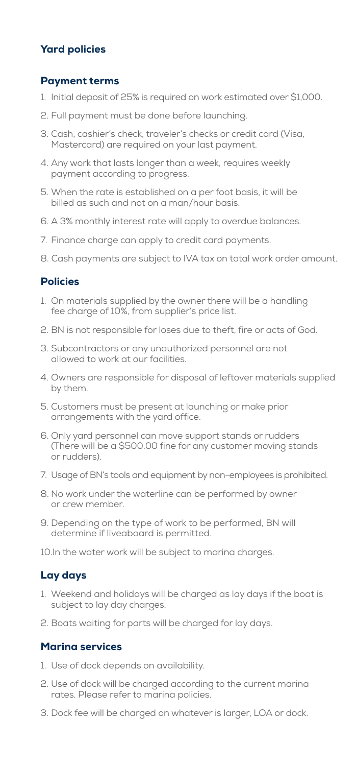## Yard policies

### Payment terms

1. Initial deposit of 25% is required on work estimated over $1,000.
2. Full payment must be done before launching.
3. Cash, cashier's check, traveler's checks or credit card (Visa, Mastercard) are required on your last payment.
4. Any work that lasts longer than a week, requires weekly payment according to progress.
5. When the rate is established on a per foot basis, it will be billed as such and not on a man/hour basis.
6. A 3% monthly interest rate will apply to overdue balances.
7. Finance charge can apply to credit card payments.
8. Cash payments are subject to IVA tax on total work order amount.

### Policies

1. On materials supplied by the owner there will be a handling fee charge of 10%, from supplier's price list.
2. BN is not responsible for loses due to theft, fire or acts of God.
3. Subcontractors or any unauthorized personnel are not allowed to work at our facilities.
4. Owners are responsible for disposal of leftover materials supplied by them.
5. Customers must be present at launching or make prior arrangements with the yard office.
6. Only yard personnel can move support stands or rudders (There will be a $500.00 fine for any customer moving stands or rudders).
7. Usage of BN's tools and equipment by non-employees is prohibited.
8. No work under the waterline can be performed by owner or crew member.
9. Depending on the type of work to be performed, BN will determine if liveaboard is permitted.
10. In the water work will be subject to marina charges.

### Lay days

1. Weekend and holidays will be charged as lay days if the boat is subject to lay day charges.
2. Boats waiting for parts will be charged for lay days.

### Marina services

1. Use of dock depends on availability.
2. Use of dock will be charged according to the current marina rates. Please refer to marina policies.
3. Dock fee will be charged on whatever is larger, LOA or dock.